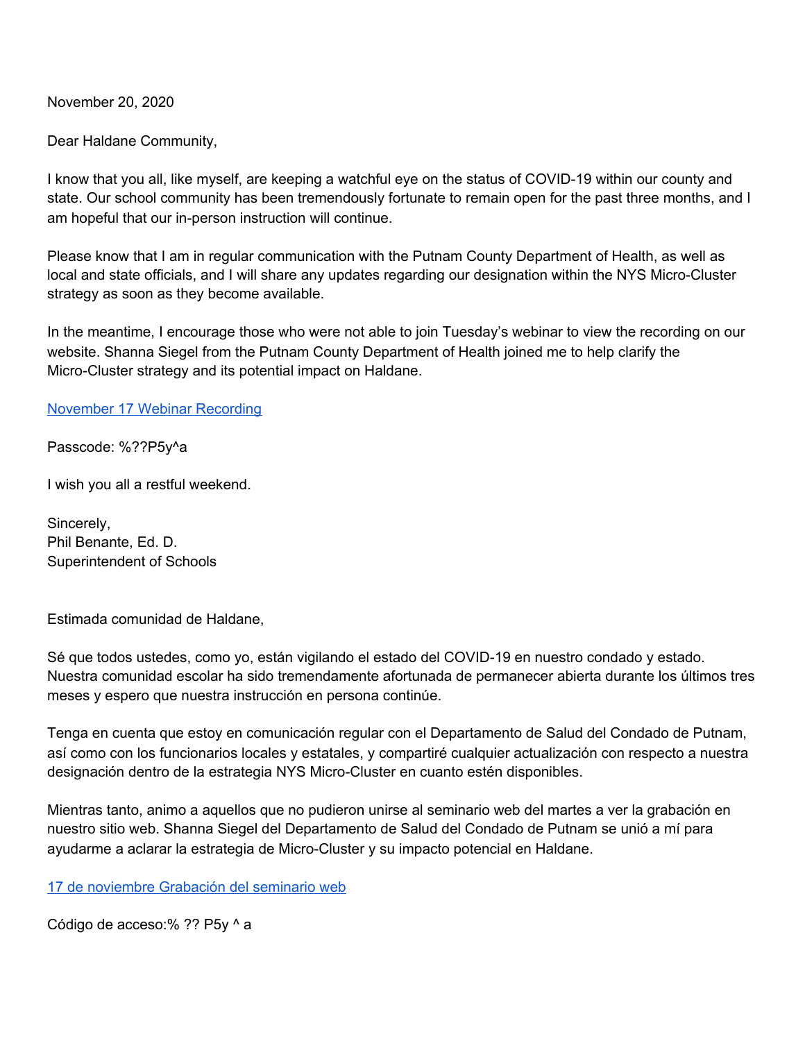November 20, 2020

Dear Haldane Community,

I know that you all, like myself, are keeping a watchful eye on the status of COVID-19 within our county and state. Our school community has been tremendously fortunate to remain open for the past three months, and I am hopeful that our in-person instruction will continue.

Please know that I am in regular communication with the Putnam County Department of Health, as well as local and state officials, and I will share any updates regarding our designation within the NYS Micro-Cluster strategy as soon as they become available.

In the meantime, I encourage those who were not able to join Tuesday's webinar to view the recording on our website. Shanna Siegel from the Putnam County Department of Health joined me to help clarify the Micro-Cluster strategy and its potential impact on Haldane.

November 17 Webinar Recording

Passcode: %??P5y^a

I wish you all a restful weekend.

Sincerely,
Phil Benante, Ed. D.
Superintendent of Schools

Estimada comunidad de Haldane,

Sé que todos ustedes, como yo, están vigilando el estado del COVID-19 en nuestro condado y estado. Nuestra comunidad escolar ha sido tremendamente afortunada de permanecer abierta durante los últimos tres meses y espero que nuestra instrucción en persona continúe.

Tenga en cuenta que estoy en comunicación regular con el Departamento de Salud del Condado de Putnam, así como con los funcionarios locales y estatales, y compartiré cualquier actualización con respecto a nuestra designación dentro de la estrategia NYS Micro-Cluster en cuanto estén disponibles.

Mientras tanto, animo a aquellos que no pudieron unirse al seminario web del martes a ver la grabación en nuestro sitio web. Shanna Siegel del Departamento de Salud del Condado de Putnam se unió a mí para ayudarme a aclarar la estrategia de Micro-Cluster y su impacto potencial en Haldane.

17 de noviembre Grabación del seminario web

Código de acceso:% ?? P5y ^ a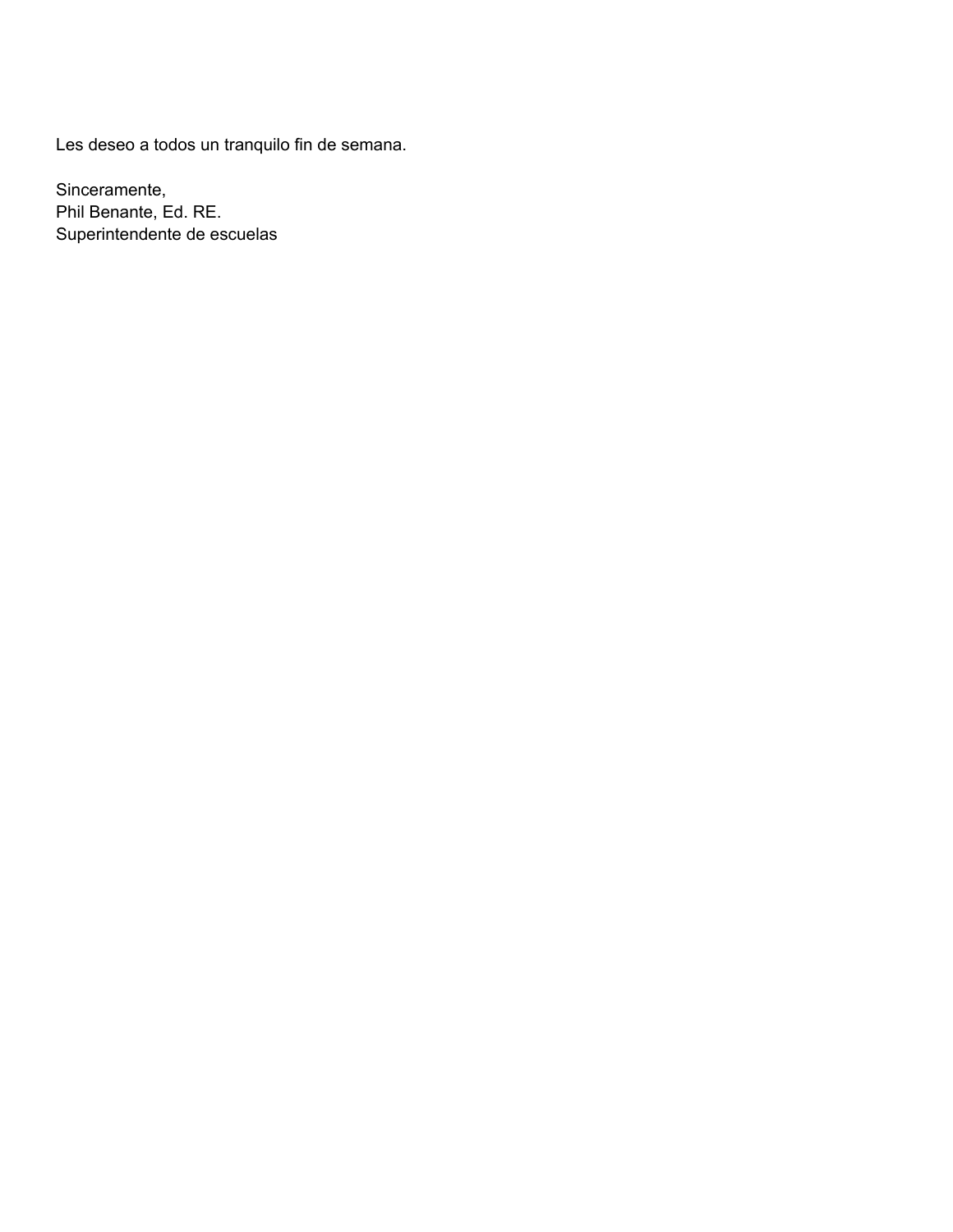Les deseo a todos un tranquilo fin de semana.

Sinceramente,
Phil Benante, Ed. RE.
Superintendente de escuelas